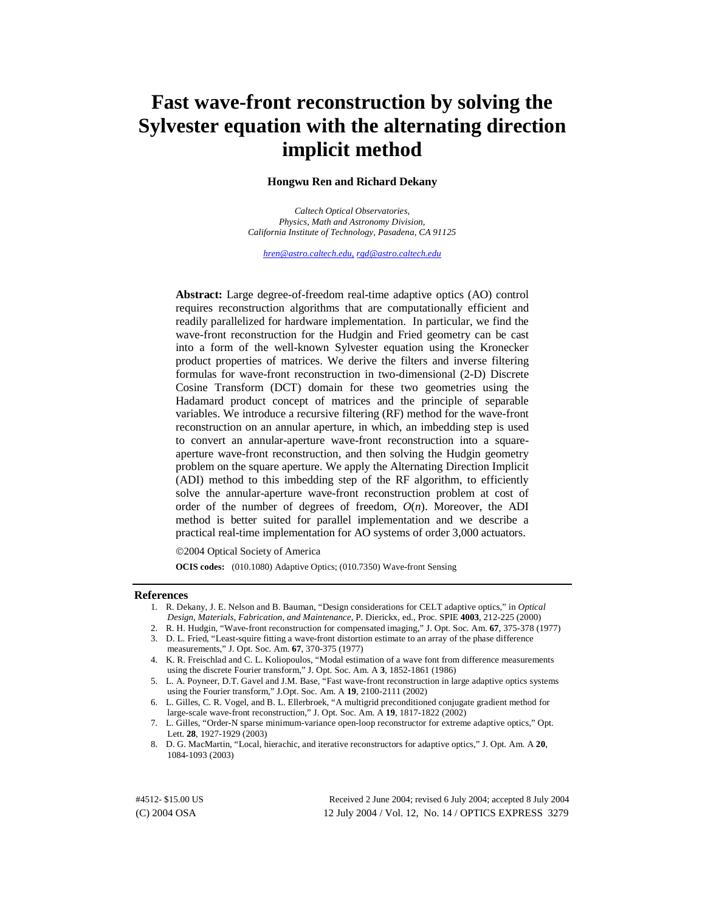# Fast wave-front reconstruction by solving the Sylvester equation with the alternating direction implicit method

**Hongwu Ren and Richard Dekany**

*Caltech Optical Observatories,*
*Physics, Math and Astronomy Division,*
*California Institute of Technology, Pasadena, CA 91125*

*hren@astro.caltech.edu, rgd@astro.caltech.edu*

**Abstract:** Large degree-of-freedom real-time adaptive optics (AO) control requires reconstruction algorithms that are computationally efficient and readily parallelized for hardware implementation. In particular, we find the wave-front reconstruction for the Hudgin and Fried geometry can be cast into a form of the well-known Sylvester equation using the Kronecker product properties of matrices. We derive the filters and inverse filtering formulas for wave-front reconstruction in two-dimensional (2-D) Discrete Cosine Transform (DCT) domain for these two geometries using the Hadamard product concept of matrices and the principle of separable variables. We introduce a recursive filtering (RF) method for the wave-front reconstruction on an annular aperture, in which, an imbedding step is used to convert an annular-aperture wave-front reconstruction into a square-aperture wave-front reconstruction, and then solving the Hudgin geometry problem on the square aperture. We apply the Alternating Direction Implicit (ADI) method to this imbedding step of the RF algorithm, to efficiently solve the annular-aperture wave-front reconstruction problem at cost of order of the number of degrees of freedom, $O(n)$. Moreover, the ADI method is better suited for parallel implementation and we describe a practical real-time implementation for AO systems of order 3,000 actuators.

©2004 Optical Society of America

**OCIS codes:** (010.1080) Adaptive Optics; (010.7350) Wave-front Sensing

## References

1. R. Dekany, J. E. Nelson and B. Bauman, "Design considerations for CELT adaptive optics," in *Optical Design, Materials, Fabrication, and Maintenance*, P. Dierickx, ed., Proc. SPIE **4003**, 212-225 (2000)
2. R. H. Hudgin, "Wave-front reconstruction for compensated imaging," J. Opt. Soc. Am. **67**, 375-378 (1977)
3. D. L. Fried, "Least-squire fitting a wave-front distortion estimate to an array of the phase difference measurements," J. Opt. Soc. Am. **67**, 370-375 (1977)
4. K. R. Freischlad and C. L. Koliopoulos, "Modal estimation of a wave font from difference measurements using the discrete Fourier transform," J. Opt. Soc. Am. A **3**, 1852-1861 (1986)
5. L. A. Poyneer, D.T. Gavel and J.M. Base, "Fast wave-front reconstruction in large adaptive optics systems using the Fourier transform," J.Opt. Soc. Am. A **19**, 2100-2111 (2002)
6. L. Gilles, C. R. Vogel, and B. L. Ellerbroek, "A multigrid preconditioned conjugate gradient method for large-scale wave-front reconstruction," J. Opt. Soc. Am. A **19**, 1817-1822 (2002)
7. L. Gilles, "Order-N sparse minimum-variance open-loop reconstructor for extreme adaptive optics," Opt. Lett. **28**, 1927-1929 (2003)
8. D. G. MacMartin, "Local, hierachic, and iterative reconstructors for adaptive optics," J. Opt. Am. A **20**, 1084-1093 (2003)

#4512- $15.00 US
(C) 2004 OSA

Received 2 June 2004; revised 6 July 2004; accepted 8 July 2004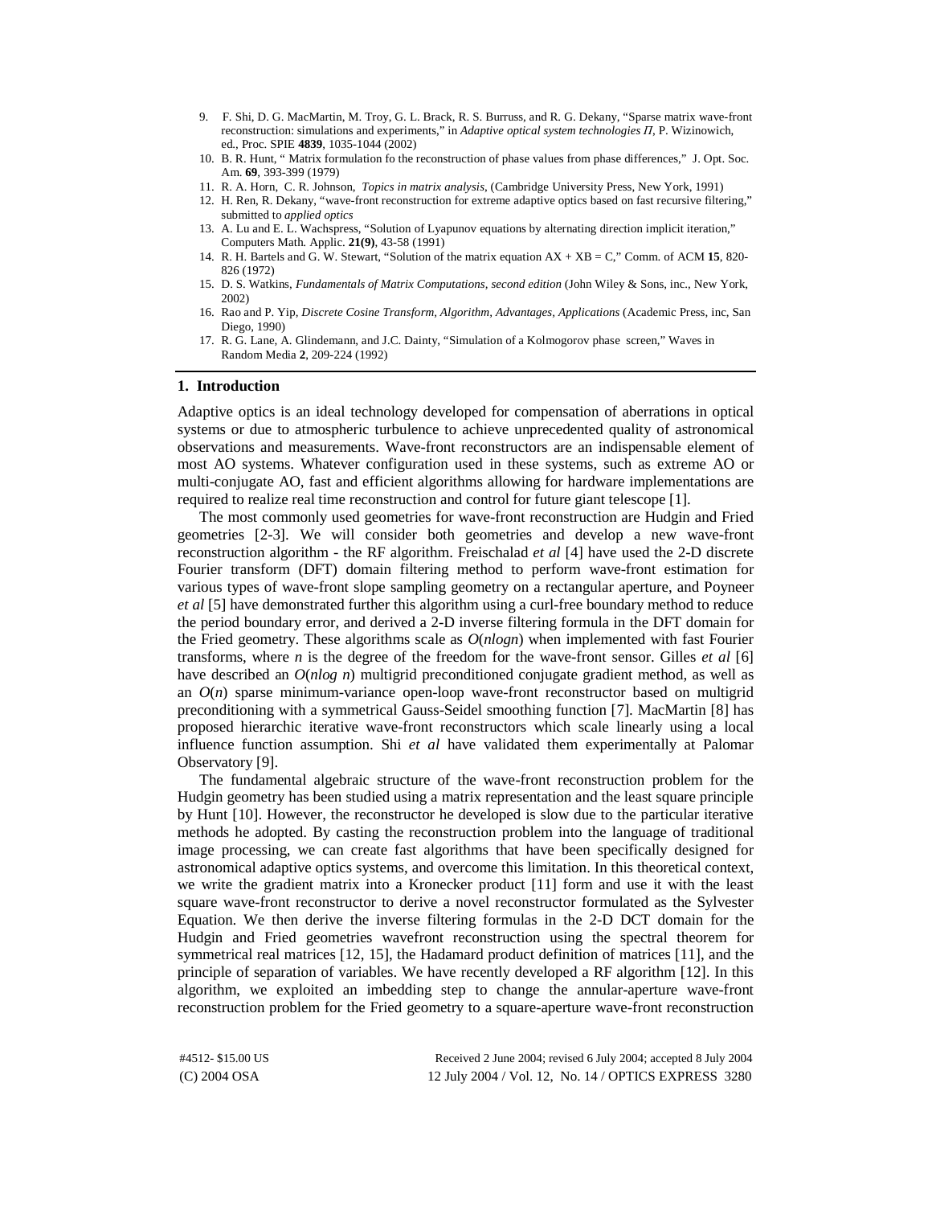9. F. Shi, D. G. MacMartin, M. Troy, G. L. Brack, R. S. Burruss, and R. G. Dekany, "Sparse matrix wave-front reconstruction: simulations and experiments," in *Adaptive optical system technologies II*, P. Wizinowich, ed., Proc. SPIE **4839**, 1035-1044 (2002)
10. B. R. Hunt, " Matrix formulation fo the reconstruction of phase values from phase differences," J. Opt. Soc. Am. **69**, 393-399 (1979)
11. R. A. Horn, C. R. Johnson, *Topics in matrix analysis*, (Cambridge University Press, New York, 1991)
12. H. Ren, R. Dekany, "wave-front reconstruction for extreme adaptive optics based on fast recursive filtering," submitted to *applied optics*
13. A. Lu and E. L. Wachspress, "Solution of Lyapunov equations by alternating direction implicit iteration," Computers Math. Applic. **21(9)**, 43-58 (1991)
14. R. H. Bartels and G. W. Stewart, "Solution of the matrix equation AX + XB = C," Comm. of ACM **15**, 820-826 (1972)
15. D. S. Watkins, *Fundamentals of Matrix Computations, second edition* (John Wiley & Sons, inc., New York, 2002)
16. Rao and P. Yip, *Discrete Cosine Transform, Algorithm, Advantages, Applications* (Academic Press, inc, San Diego, 1990)
17. R. G. Lane, A. Glindemann, and J.C. Dainty, "Simulation of a Kolmogorov phase screen," Waves in Random Media **2**, 209-224 (1992)

## 1. Introduction

Adaptive optics is an ideal technology developed for compensation of aberrations in optical systems or due to atmospheric turbulence to achieve unprecedented quality of astronomical observations and measurements. Wave-front reconstructors are an indispensable element of most AO systems. Whatever configuration used in these systems, such as extreme AO or multi-conjugate AO, fast and efficient algorithms allowing for hardware implementations are required to realize real time reconstruction and control for future giant telescope [1].

The most commonly used geometries for wave-front reconstruction are Hudgin and Fried geometries [2-3]. We will consider both geometries and develop a new wave-front reconstruction algorithm - the RF algorithm. Freischalad *et al* [4] have used the 2-D discrete Fourier transform (DFT) domain filtering method to perform wave-front estimation for various types of wave-front slope sampling geometry on a rectangular aperture, and Poyneer *et al* [5] have demonstrated further this algorithm using a curl-free boundary method to reduce the period boundary error, and derived a 2-D inverse filtering formula in the DFT domain for the Fried geometry. These algorithms scale as $O(n\log n)$ when implemented with fast Fourier transforms, where $n$ is the degree of the freedom for the wave-front sensor. Gilles *et al* [6] have described an $O(n\log n)$ multigrid preconditioned conjugate gradient method, as well as an $O(n)$ sparse minimum-variance open-loop wave-front reconstructor based on multigrid preconditioning with a symmetrical Gauss-Seidel smoothing function [7]. MacMartin [8] has proposed hierarchic iterative wave-front reconstructors which scale linearly using a local influence function assumption. Shi *et al* have validated them experimentally at Palomar Observatory [9].

The fundamental algebraic structure of the wave-front reconstruction problem for the Hudgin geometry has been studied using a matrix representation and the least square principle by Hunt [10]. However, the reconstructor he developed is slow due to the particular iterative methods he adopted. By casting the reconstruction problem into the language of traditional image processing, we can create fast algorithms that have been specifically designed for astronomical adaptive optics systems, and overcome this limitation. In this theoretical context, we write the gradient matrix into a Kronecker product [11] form and use it with the least square wave-front reconstructor to derive a novel reconstructor formulated as the Sylvester Equation. We then derive the inverse filtering formulas in the 2-D DCT domain for the Hudgin and Fried geometries wavefront reconstruction using the spectral theorem for symmetrical real matrices [12, 15], the Hadamard product definition of matrices [11], and the principle of separation of variables. We have recently developed a RF algorithm [12]. In this algorithm, we exploited an imbedding step to change the annular-aperture wave-front reconstruction problem for the Fried geometry to a square-aperture wave-front reconstruction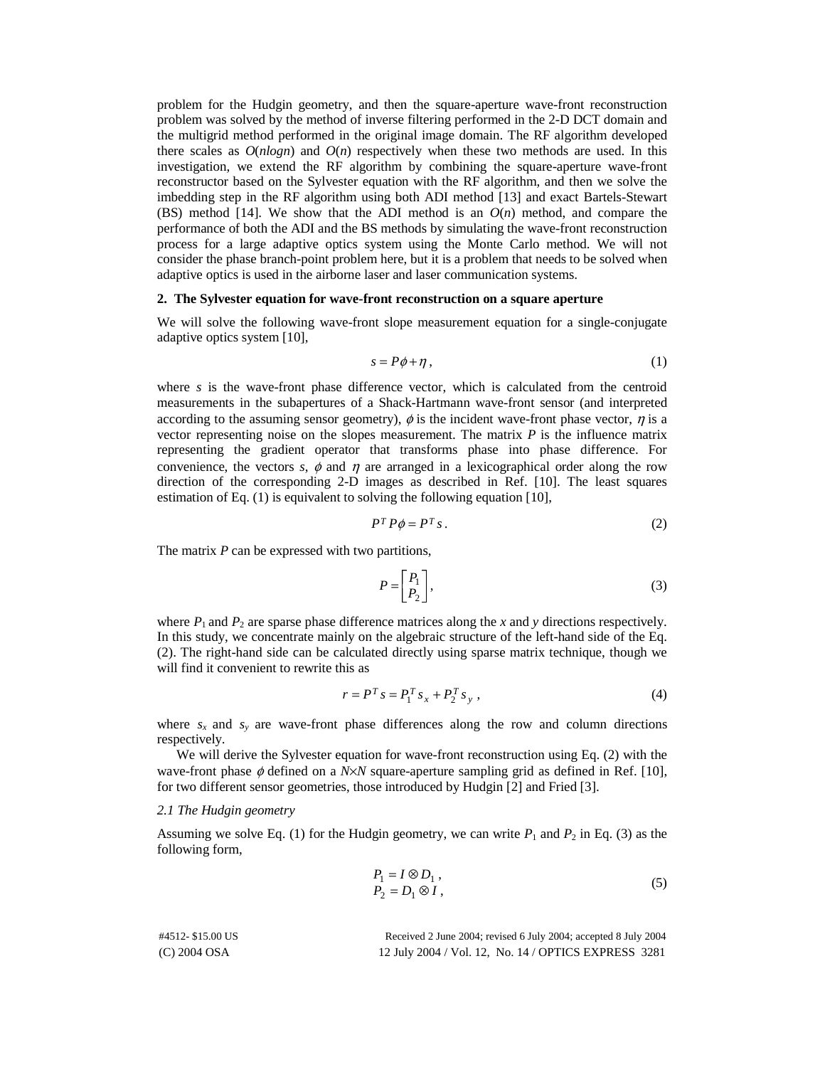problem for the Hudgin geometry, and then the square-aperture wave-front reconstruction problem was solved by the method of inverse filtering performed in the 2-D DCT domain and the multigrid method performed in the original image domain. The RF algorithm developed there scales as $O(nlogn)$ and $O(n)$ respectively when these two methods are used. In this investigation, we extend the RF algorithm by combining the square-aperture wave-front reconstructor based on the Sylvester equation with the RF algorithm, and then we solve the imbedding step in the RF algorithm using both ADI method [13] and exact Bartels-Stewart (BS) method [14]. We show that the ADI method is an $O(n)$ method, and compare the performance of both the ADI and the BS methods by simulating the wave-front reconstruction process for a large adaptive optics system using the Monte Carlo method. We will not consider the phase branch-point problem here, but it is a problem that needs to be solved when adaptive optics is used in the airborne laser and laser communication systems.

## 2. The Sylvester equation for wave-front reconstruction on a square aperture

We will solve the following wave-front slope measurement equation for a single-conjugate adaptive optics system [10],

$$s = P\phi + \eta \,, \tag{1}$$

where $s$ is the wave-front phase difference vector, which is calculated from the centroid measurements in the subapertures of a Shack-Hartmann wave-front sensor (and interpreted according to the assuming sensor geometry), $\phi$ is the incident wave-front phase vector, $\eta$ is a vector representing noise on the slopes measurement. The matrix $P$ is the influence matrix representing the gradient operator that transforms phase into phase difference. For convenience, the vectors $s$, $\phi$ and $\eta$ are arranged in a lexicographical order along the row direction of the corresponding 2-D images as described in Ref. [10]. The least squares estimation of Eq. (1) is equivalent to solving the following equation [10],

$$P^T P\phi = P^T s \,. \tag{2}$$

The matrix $P$ can be expressed with two partitions,

$$P = \begin{bmatrix} P_1 \\ P_2 \end{bmatrix}, \tag{3}$$

where $P_1$ and $P_2$ are sparse phase difference matrices along the $x$ and $y$ directions respectively. In this study, we concentrate mainly on the algebraic structure of the left-hand side of the Eq. (2). The right-hand side can be calculated directly using sparse matrix technique, though we will find it convenient to rewrite this as

$$r = P^T s = P_1^T s_x + P_2^T s_y \,, \tag{4}$$

where $s_x$ and $s_y$ are wave-front phase differences along the row and column directions respectively.

We will derive the Sylvester equation for wave-front reconstruction using Eq. (2) with the wave-front phase $\phi$ defined on a $N \times N$ square-aperture sampling grid as defined in Ref. [10], for two different sensor geometries, those introduced by Hudgin [2] and Fried [3].

### *2.1 The Hudgin geometry*

Assuming we solve Eq. (1) for the Hudgin geometry, we can write $P_1$ and $P_2$ in Eq. (3) as the following form,

$$\begin{aligned} P_1 &= I \otimes D_1 \,, \\ P_2 &= D_1 \otimes I \,, \end{aligned} \tag{5}$$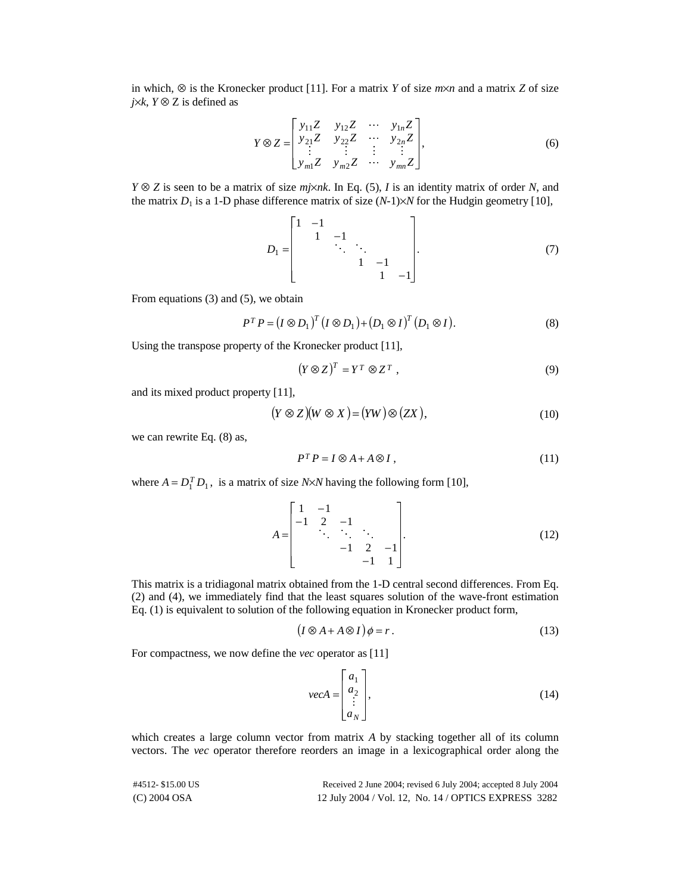in which, $\otimes$ is the Kronecker product [11]. For a matrix $Y$ of size $m\times n$ and a matrix $Z$ of size $j\times k$, $Y \otimes Z$ is defined as

$$Y \otimes Z = \begin{bmatrix} y_{11}Z & y_{12}Z & \cdots & y_{1n}Z \\ y_{21}Z & y_{22}Z & \cdots & y_{2n}Z \\ \vdots & \vdots & \vdots & \vdots \\ y_{m1}Z & y_{m2}Z & \cdots & y_{mn}Z \end{bmatrix}, \tag{6}$$

$Y \otimes Z$ is seen to be a matrix of size $mj\times nk$. In Eq. (5), $I$ is an identity matrix of order $N$, and the matrix $D_1$ is a 1-D phase difference matrix of size $(N\text{-}1)\times N$ for the Hudgin geometry [10],

$$D_1 = \begin{bmatrix} 1 & -1 & & & & \\ & 1 & -1 & & & \\ & & \ddots & \ddots & & \\ & & & 1 & -1 & \\ & & & & 1 & -1 \end{bmatrix}. \tag{7}$$

From equations (3) and (5), we obtain

$$P^T P = (I \otimes D_1)^T (I \otimes D_1) + (D_1 \otimes I)^T (D_1 \otimes I). \tag{8}$$

Using the transpose property of the Kronecker product [11],

$$(Y \otimes Z)^T = Y^T \otimes Z^T , \tag{9}$$

and its mixed product property [11],

$$(Y \otimes Z)(W \otimes X) = (YW) \otimes (ZX), \tag{10}$$

we can rewrite Eq. (8) as,

$$P^T P = I \otimes A + A \otimes I , \tag{11}$$

where $A = D_1^T D_1$, is a matrix of size $N\times N$ having the following form [10],

$$A = \begin{bmatrix} 1 & -1 & & & \\ -1 & 2 & -1 & & \\ & \ddots & \ddots & \ddots & \\ & & -1 & 2 & -1 \\ & & & -1 & 1 \end{bmatrix}. \tag{12}$$

This matrix is a tridiagonal matrix obtained from the 1-D central second differences. From Eq. (2) and (4), we immediately find that the least squares solution of the wave-front estimation Eq. (1) is equivalent to solution of the following equation in Kronecker product form,

$$(I \otimes A + A \otimes I)\,\phi = r . \tag{13}$$

For compactness, we now define the *vec* operator as [11]

$$vecA = \begin{bmatrix} a_1 \\ a_2 \\ \vdots \\ a_N \end{bmatrix}, \tag{14}$$

which creates a large column vector from matrix $A$ by stacking together all of its column vectors. The *vec* operator therefore reorders an image in a lexicographical order along the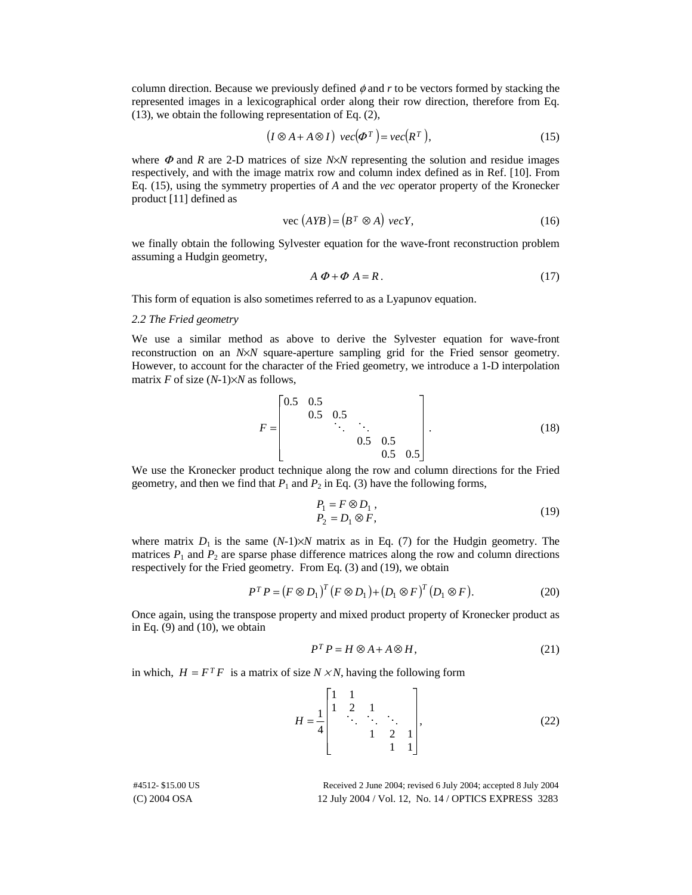column direction. Because we previously defined $\phi$ and $r$ to be vectors formed by stacking the represented images in a lexicographical order along their row direction, therefore from Eq. (13), we obtain the following representation of Eq. (2),

$$\left(I \otimes A + A \otimes I\right)\ vec\left(\Phi^T\right) = vec\left(R^T\right), \tag{15}$$

where $\Phi$ and $R$ are 2-D matrices of size $N \times N$ representing the solution and residue images respectively, and with the image matrix row and column index defined as in Ref. [10]. From Eq. (15), using the symmetry properties of $A$ and the *vec* operator property of the Kronecker product [11] defined as

$$\text{vec}\left(AYB\right) = \left(B^T \otimes A\right)\ vecY, \tag{16}$$

we finally obtain the following Sylvester equation for the wave-front reconstruction problem assuming a Hudgin geometry,

$$A\ \Phi + \Phi\ A = R. \tag{17}$$

This form of equation is also sometimes referred to as a Lyapunov equation.

*2.2 The Fried geometry*

We use a similar method as above to derive the Sylvester equation for wave-front reconstruction on an $N \times N$ square-aperture sampling grid for the Fried sensor geometry. However, to account for the character of the Fried geometry, we introduce a 1-D interpolation matrix $F$ of size $(N\text{-}1) \times N$ as follows,

$$F = \begin{bmatrix} 0.5 & 0.5 & & & & \\ & 0.5 & 0.5 & & & \\ & & \ddots & \ddots & & \\ & & & 0.5 & 0.5 & \\ & & & & 0.5 & 0.5 \end{bmatrix}. \tag{18}$$

We use the Kronecker product technique along the row and column directions for the Fried geometry, and then we find that $P_1$ and $P_2$ in Eq. (3) have the following forms,

$$\begin{aligned} P_1 &= F \otimes D_1\,, \\ P_2 &= D_1 \otimes F, \end{aligned} \tag{19}$$

where matrix $D_1$ is the same $(N\text{-}1) \times N$ matrix as in Eq. (7) for the Hudgin geometry. The matrices $P_1$ and $P_2$ are sparse phase difference matrices along the row and column directions respectively for the Fried geometry. From Eq. (3) and (19), we obtain

$$P^T P = \left(F \otimes D_1\right)^T \left(F \otimes D_1\right) + \left(D_1 \otimes F\right)^T \left(D_1 \otimes F\right). \tag{20}$$

Once again, using the transpose property and mixed product property of Kronecker product as in Eq. (9) and (10), we obtain

$$P^T P = H \otimes A + A \otimes H, \tag{21}$$

in which, $H = F^T F$ is a matrix of size $N \times N$, having the following form

$$H = \frac{1}{4}\begin{bmatrix} 1 & 1 & & & \\ 1 & 2 & 1 & & \\ & \ddots & \ddots & \ddots & \\ & & 1 & 2 & 1 \\ & & & 1 & 1 \end{bmatrix}, \tag{22}$$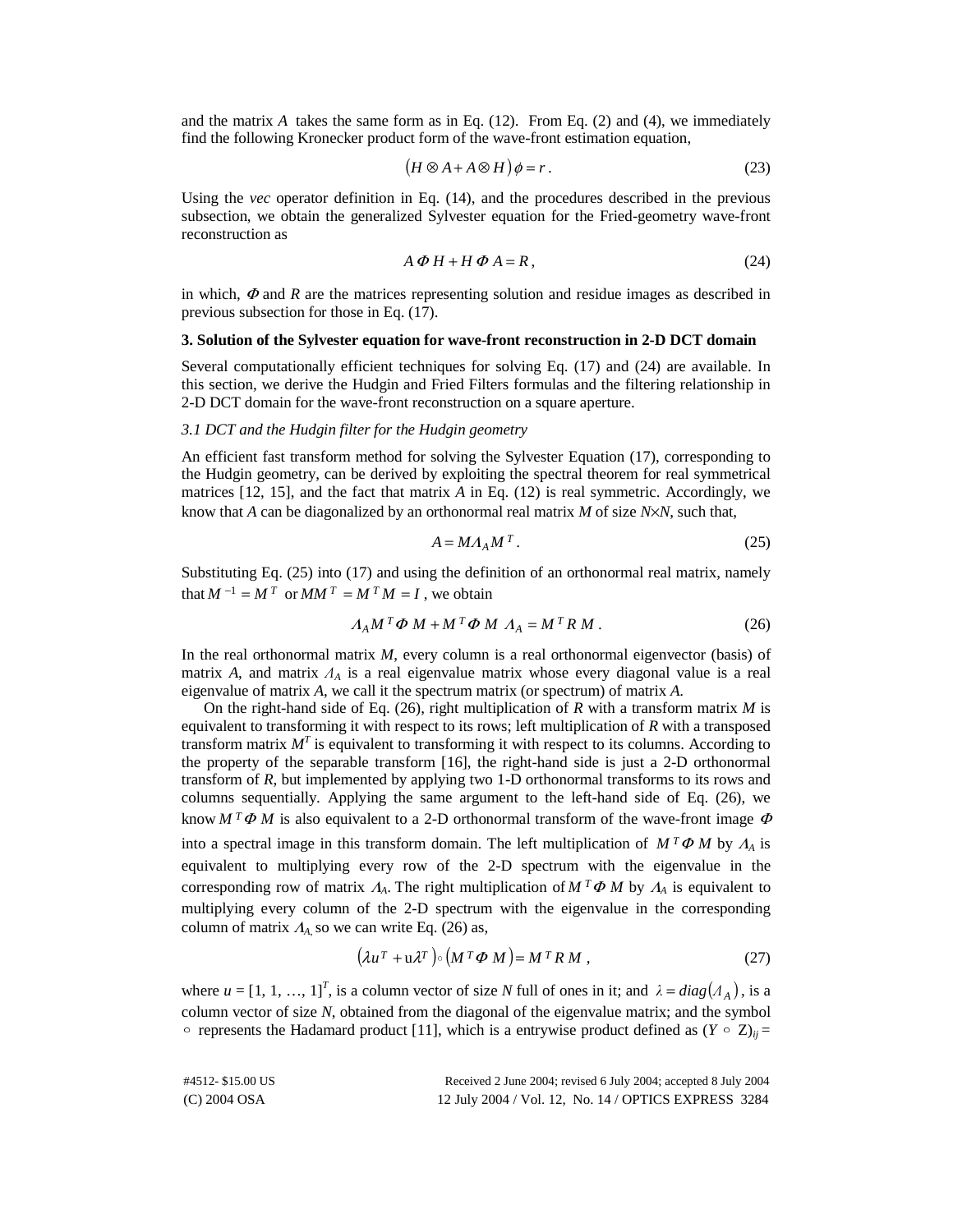and the matrix $A$ takes the same form as in Eq. (12). From Eq. (2) and (4), we immediately find the following Kronecker product form of the wave-front estimation equation,

$$\left(H \otimes A + A \otimes H\right)\phi = r\,. \tag{23}$$

Using the *vec* operator definition in Eq. (14), and the procedures described in the previous subsection, we obtain the generalized Sylvester equation for the Fried-geometry wave-front reconstruction as

$$A\,\Phi\,H + H\,\Phi\,A = R\,, \tag{24}$$

in which, $\Phi$ and $R$ are the matrices representing solution and residue images as described in previous subsection for those in Eq. (17).

**3. Solution of the Sylvester equation for wave-front reconstruction in 2-D DCT domain**

Several computationally efficient techniques for solving Eq. (17) and (24) are available. In this section, we derive the Hudgin and Fried Filters formulas and the filtering relationship in 2-D DCT domain for the wave-front reconstruction on a square aperture.

*3.1 DCT and the Hudgin filter for the Hudgin geometry*

An efficient fast transform method for solving the Sylvester Equation (17), corresponding to the Hudgin geometry, can be derived by exploiting the spectral theorem for real symmetrical matrices [12, 15], and the fact that matrix $A$ in Eq. (12) is real symmetric. Accordingly, we know that $A$ can be diagonalized by an orthonormal real matrix $M$ of size $N{\times}N$, such that,

$$A = M\Lambda_A M^T\,. \tag{25}$$

Substituting Eq. (25) into (17) and using the definition of an orthonormal real matrix, namely that $M^{-1} = M^T$ or $MM^T = M^T M = I$, we obtain

$$\Lambda_A M^T\Phi\,M + M^T\Phi\,M\,\Lambda_A = M^T R\,M\,. \tag{26}$$

In the real orthonormal matrix $M$, every column is a real orthonormal eigenvector (basis) of matrix $A$, and matrix $\Lambda_A$ is a real eigenvalue matrix whose every diagonal value is a real eigenvalue of matrix $A$, we call it the spectrum matrix (or spectrum) of matrix $A$.

On the right-hand side of Eq. (26), right multiplication of $R$ with a transform matrix $M$ is equivalent to transforming it with respect to its rows; left multiplication of $R$ with a transposed transform matrix $M^T$ is equivalent to transforming it with respect to its columns. According to the property of the separable transform [16], the right-hand side is just a 2-D orthonormal transform of $R$, but implemented by applying two 1-D orthonormal transforms to its rows and columns sequentially. Applying the same argument to the left-hand side of Eq. (26), we know $M^T\Phi\,M$ is also equivalent to a 2-D orthonormal transform of the wave-front image $\Phi$ into a spectral image in this transform domain. The left multiplication of $M^T\Phi\,M$ by $\Lambda_A$ is equivalent to multiplying every row of the 2-D spectrum with the eigenvalue in the corresponding row of matrix $\Lambda_A$. The right multiplication of $M^T\Phi\,M$ by $\Lambda_A$ is equivalent to multiplying every column of the 2-D spectrum with the eigenvalue in the corresponding column of matrix $\Lambda_A$, so we can write Eq. (26) as,

$$\left(\lambda u^T + u\lambda^T\right)\circ\left(M^T\Phi\,M\right) = M^T R\,M\,, \tag{27}$$

where $u = [1, 1, \ldots, 1]^T$, is a column vector of size $N$ full of ones in it; and $\lambda = diag\left(\Lambda_A\right)$, is a column vector of size $N$, obtained from the diagonal of the eigenvalue matrix; and the symbol $\circ$ represents the Hadamard product [11], which is a entrywise product defined as $(Y \circ Z)_{ij} =$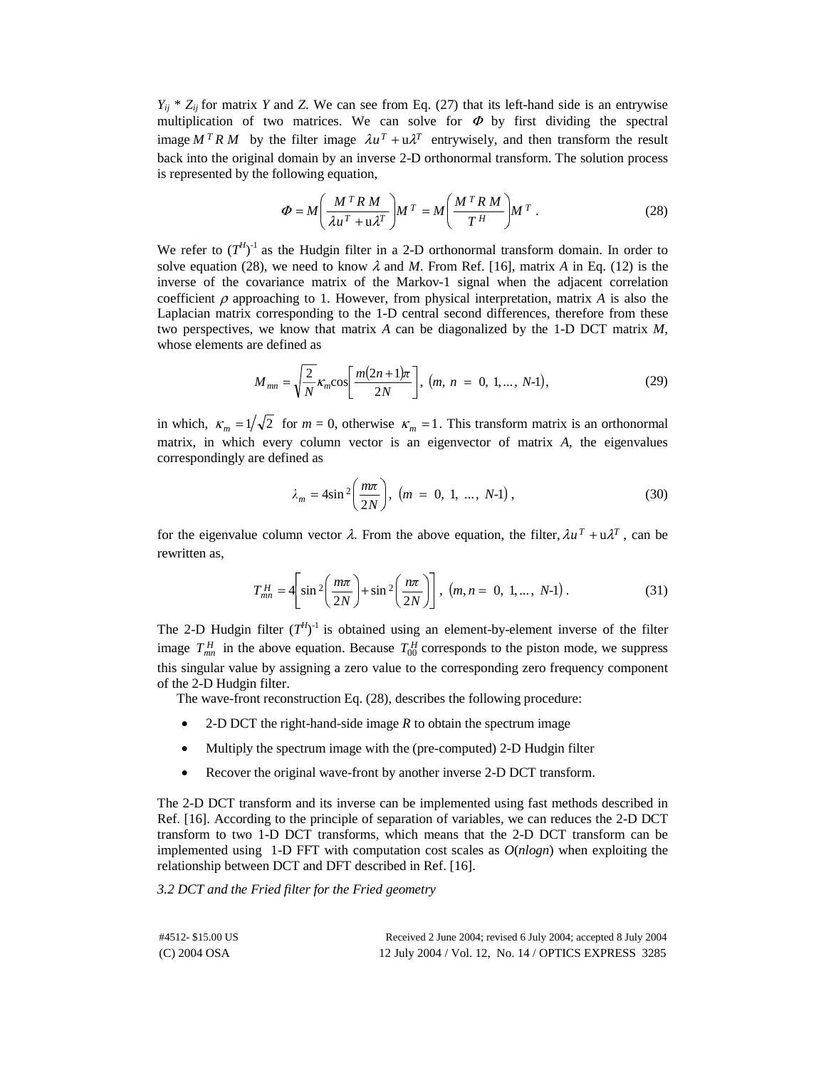$Y_{ij} * Z_{ij}$ for matrix $Y$ and $Z$. We can see from Eq. (27) that its left-hand side is an entrywise multiplication of two matrices. We can solve for $\Phi$ by first dividing the spectral image $M^T R M$ by the filter image $\lambda u^T + \mathrm{u}\lambda^T$ entrywisely, and then transform the result back into the original domain by an inverse 2-D orthonormal transform. The solution process is represented by the following equation,

$$\Phi = M\left(\frac{M^T R M}{\lambda u^T + \mathrm{u}\lambda^T}\right)M^T = M\left(\frac{M^T R M}{T^H}\right)M^T \,. \tag{28}$$

We refer to $(T^H)^{-1}$ as the Hudgin filter in a 2-D orthonormal transform domain. In order to solve equation (28), we need to know $\lambda$ and $M$. From Ref. [16], matrix $A$ in Eq. (12) is the inverse of the covariance matrix of the Markov-1 signal when the adjacent correlation coefficient $\rho$ approaching to 1. However, from physical interpretation, matrix $A$ is also the Laplacian matrix corresponding to the 1-D central second differences, therefore from these two perspectives, we know that matrix $A$ can be diagonalized by the 1-D DCT matrix $M$, whose elements are defined as

$$M_{mn} = \sqrt{\frac{2}{N}}\kappa_m \cos\left[\frac{m(2n+1)\pi}{2N}\right],\ (m,\ n\ =\ 0,\ 1,\dots,\ N\text{-}1), \tag{29}$$

in which, $\kappa_m = 1/\sqrt{2}$ for $m = 0$, otherwise $\kappa_m = 1$. This transform matrix is an orthonormal matrix, in which every column vector is an eigenvector of matrix $A$, the eigenvalues correspondingly are defined as

$$\lambda_m = 4\sin^2\left(\frac{m\pi}{2N}\right),\ (m\ =\ 0,\ 1,\ \dots,\ N\text{-}1)\,, \tag{30}$$

for the eigenvalue column vector $\lambda$. From the above equation, the filter, $\lambda u^T + \mathrm{u}\lambda^T$, can be rewritten as,

$$T^H_{mn} = 4\left[\sin^2\left(\frac{m\pi}{2N}\right) + \sin^2\left(\frac{n\pi}{2N}\right)\right],\ (m, n =\ 0,\ 1,\dots,\ N\text{-}1)\,. \tag{31}$$

The 2-D Hudgin filter $(T^H)^{-1}$ is obtained using an element-by-element inverse of the filter image $T^H_{mn}$ in the above equation. Because $T^H_{00}$ corresponds to the piston mode, we suppress this singular value by assigning a zero value to the corresponding zero frequency component of the 2-D Hudgin filter.

The wave-front reconstruction Eq. (28), describes the following procedure:

- 2-D DCT the right-hand-side image $R$ to obtain the spectrum image
- Multiply the spectrum image with the (pre-computed) 2-D Hudgin filter
- Recover the original wave-front by another inverse 2-D DCT transform.

The 2-D DCT transform and its inverse can be implemented using fast methods described in Ref. [16]. According to the principle of separation of variables, we can reduces the 2-D DCT transform to two 1-D DCT transforms, which means that the 2-D DCT transform can be implemented using 1-D FFT with computation cost scales as $O(n\log n)$ when exploiting the relationship between DCT and DFT described in Ref. [16].

*3.2 DCT and the Fried filter for the Fried geometry*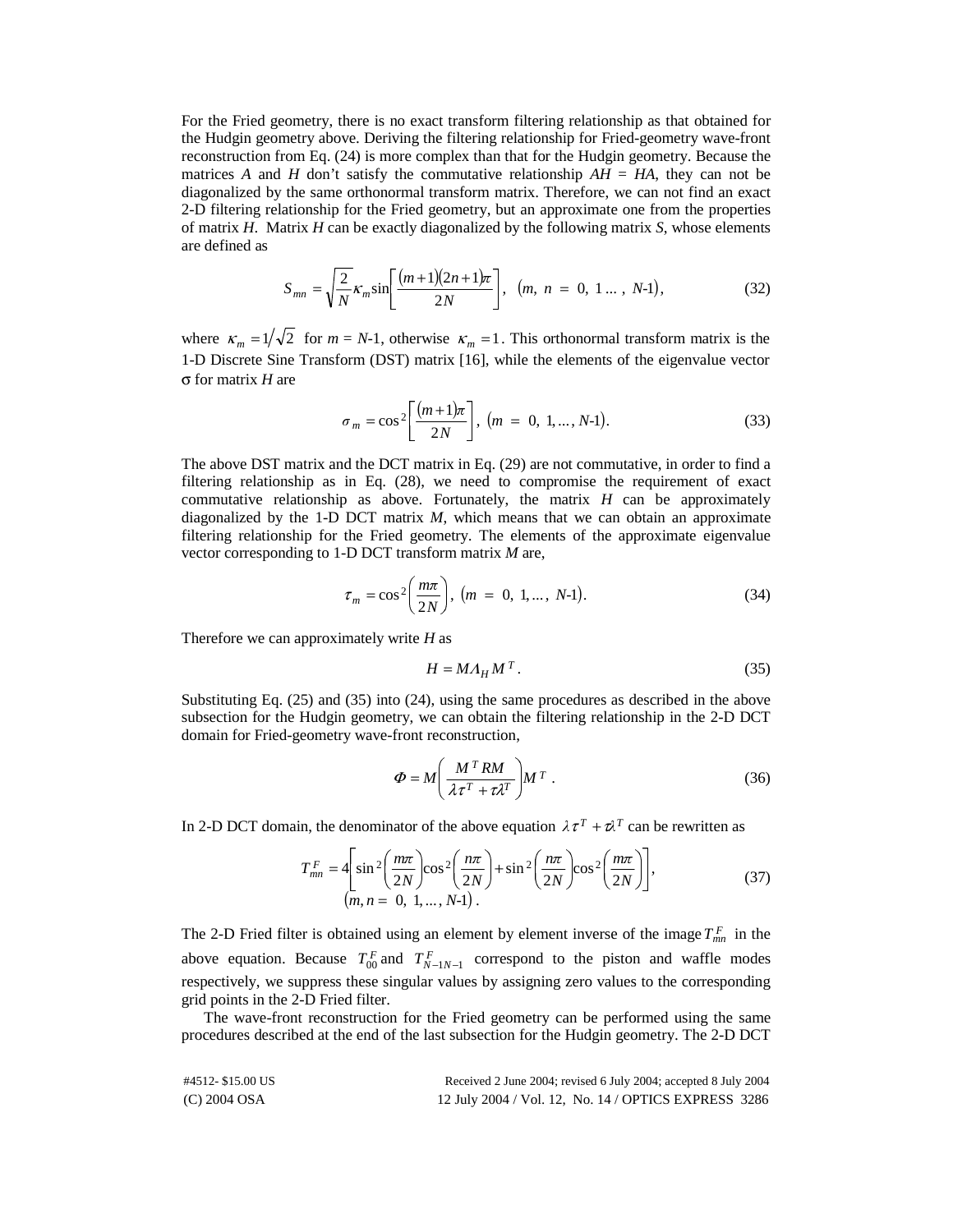For the Fried geometry, there is no exact transform filtering relationship as that obtained for the Hudgin geometry above. Deriving the filtering relationship for Fried-geometry wave-front reconstruction from Eq. (24) is more complex than that for the Hudgin geometry. Because the matrices $A$ and $H$ don't satisfy the commutative relationship $AH = HA$, they can not be diagonalized by the same orthonormal transform matrix. Therefore, we can not find an exact 2-D filtering relationship for the Fried geometry, but an approximate one from the properties of matrix $H$. Matrix $H$ can be exactly diagonalized by the following matrix $S$, whose elements are defined as

$$S_{mn} = \sqrt{\frac{2}{N}}\kappa_m \sin\left[\frac{(m+1)(2n+1)\pi}{2N}\right], \quad (m,\ n\ =\ 0,\ 1\ldots,\ N\text{-}1), \tag{32}$$

where $\kappa_m = 1/\sqrt{2}$ for $m = N$-1, otherwise $\kappa_m = 1$. This orthonormal transform matrix is the 1-D Discrete Sine Transform (DST) matrix [16], while the elements of the eigenvalue vector $\sigma$ for matrix $H$ are

$$\sigma_m = \cos^2\left[\frac{(m+1)\pi}{2N}\right], \ (m\ =\ 0,\ 1,\ldots,\ N\text{-}1). \tag{33}$$

The above DST matrix and the DCT matrix in Eq. (29) are not commutative, in order to find a filtering relationship as in Eq. (28), we need to compromise the requirement of exact commutative relationship as above. Fortunately, the matrix $H$ can be approximately diagonalized by the 1-D DCT matrix $M$, which means that we can obtain an approximate filtering relationship for the Fried geometry. The elements of the approximate eigenvalue vector corresponding to 1-D DCT transform matrix $M$ are,

$$\tau_m = \cos^2\left(\frac{m\pi}{2N}\right), \ (m\ =\ 0,\ 1,\ldots,\ N\text{-}1). \tag{34}$$

Therefore we can approximately write $H$ as

$$H = M\Lambda_H M^T. \tag{35}$$

Substituting Eq. (25) and (35) into (24), using the same procedures as described in the above subsection for the Hudgin geometry, we can obtain the filtering relationship in the 2-D DCT domain for Fried-geometry wave-front reconstruction,

$$\Phi = M\left(\frac{M^T RM}{\lambda\tau^T + \tau\lambda^T}\right)M^T\ . \tag{36}$$

In 2-D DCT domain, the denominator of the above equation $\lambda\tau^T + \tau\lambda^T$ can be rewritten as

$$T_{mn}^F = 4\left[\sin^2\left(\frac{m\pi}{2N}\right)\cos^2\left(\frac{n\pi}{2N}\right) + \sin^2\left(\frac{n\pi}{2N}\right)\cos^2\left(\frac{m\pi}{2N}\right)\right], \quad (m, n =\ 0,\ 1,\ldots,\ N\text{-}1)\,. \tag{37}$$

The 2-D Fried filter is obtained using an element by element inverse of the image $T_{mn}^F$ in the above equation. Because $T_{00}^F$ and $T_{N-1N-1}^F$ correspond to the piston and waffle modes respectively, we suppress these singular values by assigning zero values to the corresponding grid points in the 2-D Fried filter.

The wave-front reconstruction for the Fried geometry can be performed using the same procedures described at the end of the last subsection for the Hudgin geometry. The 2-D DCT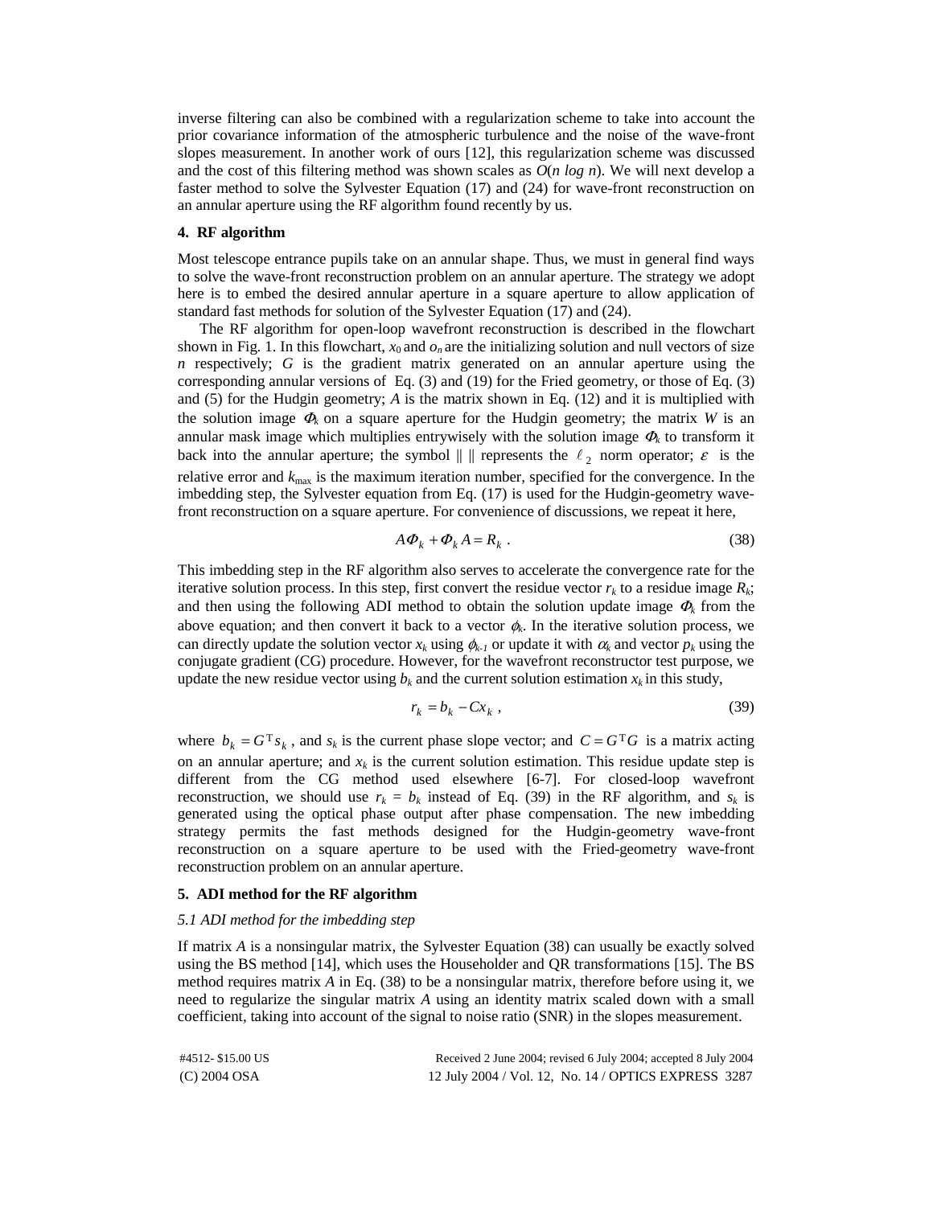inverse filtering can also be combined with a regularization scheme to take into account the prior covariance information of the atmospheric turbulence and the noise of the wave-front slopes measurement. In another work of ours [12], this regularization scheme was discussed and the cost of this filtering method was shown scales as $O(n \log n)$. We will next develop a faster method to solve the Sylvester Equation (17) and (24) for wave-front reconstruction on an annular aperture using the RF algorithm found recently by us.

## 4. RF algorithm

Most telescope entrance pupils take on an annular shape. Thus, we must in general find ways to solve the wave-front reconstruction problem on an annular aperture. The strategy we adopt here is to embed the desired annular aperture in a square aperture to allow application of standard fast methods for solution of the Sylvester Equation (17) and (24).

The RF algorithm for open-loop wavefront reconstruction is described in the flowchart shown in Fig. 1. In this flowchart, $x_0$ and $o_n$ are the initializing solution and null vectors of size $n$ respectively; $G$ is the gradient matrix generated on an annular aperture using the corresponding annular versions of Eq. (3) and (19) for the Fried geometry, or those of Eq. (3) and (5) for the Hudgin geometry; $A$ is the matrix shown in Eq. (12) and it is multiplied with the solution image $\Phi_k$ on a square aperture for the Hudgin geometry; the matrix $W$ is an annular mask image which multiplies entrywisely with the solution image $\Phi_k$ to transform it back into the annular aperture; the symbol $\| \|$ represents the $\ell_2$ norm operator; $\varepsilon$ is the relative error and $k_{\max}$ is the maximum iteration number, specified for the convergence. In the imbedding step, the Sylvester equation from Eq. (17) is used for the Hudgin-geometry wave-front reconstruction on a square aperture. For convenience of discussions, we repeat it here,

$$A\Phi_k + \Phi_k A = R_k \ . \tag{38}$$

This imbedding step in the RF algorithm also serves to accelerate the convergence rate for the iterative solution process. In this step, first convert the residue vector $r_k$ to a residue image $R_k$; and then using the following ADI method to obtain the solution update image $\Phi_k$ from the above equation; and then convert it back to a vector $\phi_k$. In the iterative solution process, we can directly update the solution vector $x_k$ using $\phi_{k-1}$ or update it with $\alpha_k$ and vector $p_k$ using the conjugate gradient (CG) procedure. However, for the wavefront reconstructor test purpose, we update the new residue vector using $b_k$ and the current solution estimation $x_k$ in this study,

$$r_k = b_k - Cx_k \ , \tag{39}$$

where $b_k = G^{\mathrm{T}} s_k$, and $s_k$ is the current phase slope vector; and $C = G^{\mathrm{T}} G$ is a matrix acting on an annular aperture; and $x_k$ is the current solution estimation. This residue update step is different from the CG method used elsewhere [6-7]. For closed-loop wavefront reconstruction, we should use $r_k = b_k$ instead of Eq. (39) in the RF algorithm, and $s_k$ is generated using the optical phase output after phase compensation. The new imbedding strategy permits the fast methods designed for the Hudgin-geometry wave-front reconstruction on a square aperture to be used with the Fried-geometry wave-front reconstruction problem on an annular aperture.

## 5. ADI method for the RF algorithm

### *5.1 ADI method for the imbedding step*

If matrix $A$ is a nonsingular matrix, the Sylvester Equation (38) can usually be exactly solved using the BS method [14], which uses the Householder and QR transformations [15]. The BS method requires matrix $A$ in Eq. (38) to be a nonsingular matrix, therefore before using it, we need to regularize the singular matrix $A$ using an identity matrix scaled down with a small coefficient, taking into account of the signal to noise ratio (SNR) in the slopes measurement.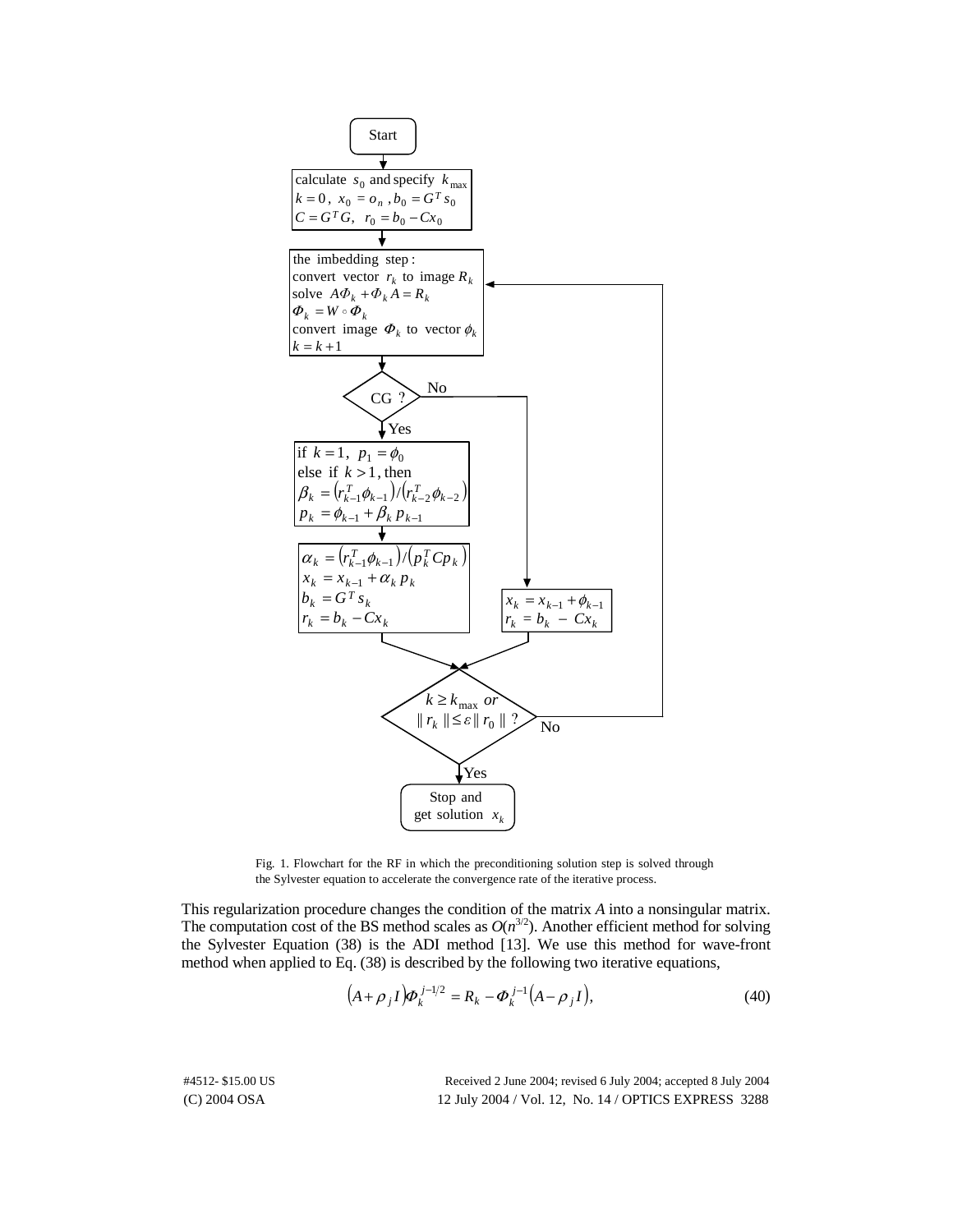Fig. 1. Flowchart for the RF in which the preconditioning solution step is solved through the Sylvester equation to accelerate the convergence rate of the iterative process.

This regularization procedure changes the condition of the matrix $A$ into a nonsingular matrix. The computation cost of the BS method scales as $O(n^{3/2})$. Another efficient method for solving the Sylvester Equation (38) is the ADI method [13]. We use this method for wave-front method when applied to Eq. (38) is described by the following two iterative equations,

$$\left(A+\rho_j I\right)\Phi_k^{j-1/2} = R_k - \Phi_k^{j-1}\left(A-\rho_j I\right), \tag{40}$$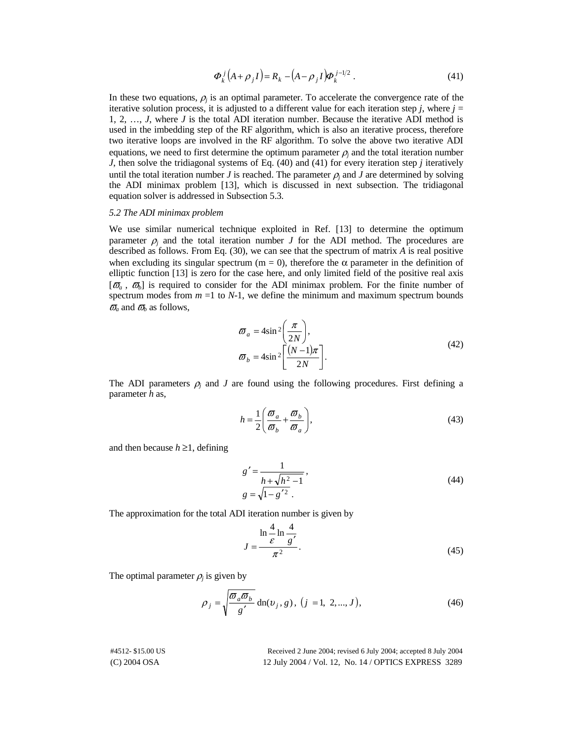$$\Phi_k^j \left(A + \rho_j I\right) = R_k - \left(A - \rho_j I\right)\Phi_k^{j-1/2} . \tag{41}$$

In these two equations, $\rho_j$ is an optimal parameter. To accelerate the convergence rate of the iterative solution process, it is adjusted to a different value for each iteration step $j$, where $j$ = 1, 2, …, $J$, where $J$ is the total ADI iteration number. Because the iterative ADI method is used in the imbedding step of the RF algorithm, which is also an iterative process, therefore two iterative loops are involved in the RF algorithm. To solve the above two iterative ADI equations, we need to first determine the optimum parameter $\rho_j$ and the total iteration number $J$, then solve the tridiagonal systems of Eq. (40) and (41) for every iteration step $j$ iteratively until the total iteration number $J$ is reached. The parameter $\rho_j$ and $J$ are determined by solving the ADI minimax problem [13], which is discussed in next subsection. The tridiagonal equation solver is addressed in Subsection 5.3.

### *5.2 The ADI minimax problem*

We use similar numerical technique exploited in Ref. [13] to determine the optimum parameter $\rho_j$ and the total iteration number $J$ for the ADI method. The procedures are described as follows. From Eq. (30), we can see that the spectrum of matrix $A$ is real positive when excluding its singular spectrum (m = 0), therefore the $\alpha$ parameter in the definition of elliptic function [13] is zero for the case here, and only limited field of the positive real axis $[\varpi_a , \varpi_b]$ is required to consider for the ADI minimax problem. For the finite number of spectrum modes from $m$ =1 to $N$-1, we define the minimum and maximum spectrum bounds $\varpi_a$ and $\varpi_b$ as follows,

$$\begin{aligned} \varpi_a &= 4\sin^2\left(\frac{\pi}{2N}\right), \\ \varpi_b &= 4\sin^2\left[\frac{(N-1)\pi}{2N}\right]. \end{aligned} \tag{42}$$

The ADI parameters $\rho_j$ and $J$ are found using the following procedures. First defining a parameter $h$ as,

$$h = \frac{1}{2}\left(\frac{\varpi_a}{\varpi_b} + \frac{\varpi_b}{\varpi_a}\right), \tag{43}$$

and then because $h \geq 1$, defining

$$\begin{aligned} g' &= \frac{1}{h + \sqrt{h^2 - 1}} , \\ g &= \sqrt{1 - g'^2} . \end{aligned} \tag{44}$$

The approximation for the total ADI iteration number is given by

$$J = \frac{\ln \dfrac{4}{\varepsilon} \ln \dfrac{4}{g'}}{\pi^2}. \tag{45}$$

The optimal parameter $\rho_j$ is given by

$$\rho_j = \sqrt{\frac{\varpi_a \varpi_b}{g'}}\ \mathrm{dn}(\upsilon_j , g),\ \left(j = 1,\ 2, ..., J\right), \tag{46}$$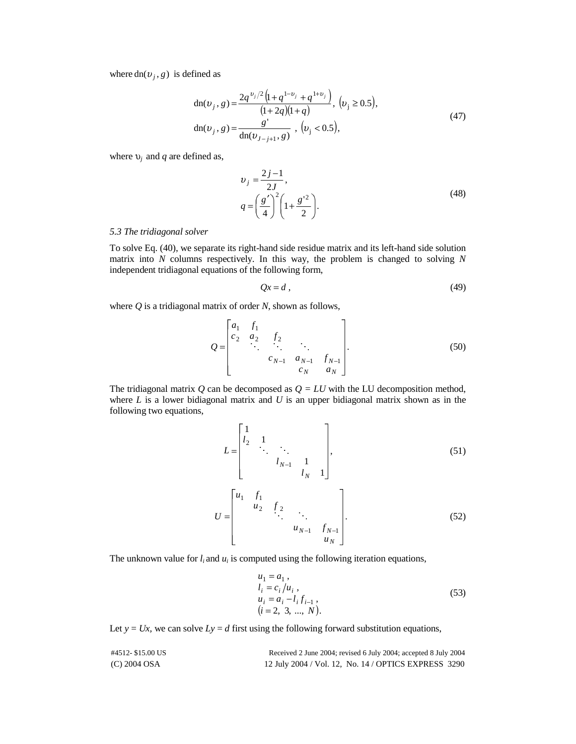where $\mathrm{dn}(\upsilon_j, g)$ is defined as

$$
\begin{aligned}
\mathrm{dn}(\upsilon_j, g) &= \frac{2q^{\upsilon_j/2}\left(1+q^{1-\upsilon_j}+q^{1+\upsilon_j}\right)}{(1+2q)(1+q)}, \ \left(\upsilon_j \geq 0.5\right), \\
\mathrm{dn}(\upsilon_j, g) &= \frac{g'}{\mathrm{dn}(\upsilon_{J-j+1}, g)} \ , \ \left(\upsilon_j < 0.5\right),
\end{aligned}
\tag{47}
$$

where $\upsilon_j$ and $q$ are defined as,

$$
\begin{aligned}
\upsilon_j &= \frac{2j-1}{2J}, \\
q &= \left(\frac{g'}{4}\right)^2\left(1+\frac{g'^2}{2}\right).
\end{aligned}
\tag{48}
$$

*5.3 The tridiagonal solver*

To solve Eq. (40), we separate its right-hand side residue matrix and its left-hand side solution matrix into $N$ columns respectively. In this way, the problem is changed to solving $N$ independent tridiagonal equations of the following form,

$$
Qx = d \ , \tag{49}
$$

where $Q$ is a tridiagonal matrix of order $N$, shown as follows,

$$
Q = \begin{bmatrix}
a_1 & f_1 & & & \\
c_2 & a_2 & f_2 & & \\
 & \ddots & \ddots & \ddots & \\
 & & c_{N-1} & a_{N-1} & f_{N-1} \\
 & & & c_N & a_N
\end{bmatrix}.
\tag{50}
$$

The tridiagonal matrix $Q$ can be decomposed as $Q = LU$ with the LU decomposition method, where $L$ is a lower bidiagonal matrix and $U$ is an upper bidiagonal matrix shown as in the following two equations,

$$
L = \begin{bmatrix}
1 & & & & \\
l_2 & 1 & & & \\
 & \ddots & \ddots & & \\
 & & l_{N-1} & 1 & \\
 & & & l_N & 1
\end{bmatrix},
\tag{51}
$$

$$
U = \begin{bmatrix}
u_1 & f_1 & & & \\
 & u_2 & f_2 & & \\
 & & \ddots & \ddots & \\
 & & & u_{N-1} & f_{N-1} \\
 & & & & u_N
\end{bmatrix}.
\tag{52}
$$

The unknown value for $l_i$ and $u_i$ is computed using the following iteration equations,

$$
\begin{aligned}
& u_1 = a_1 \ , \\
& l_i = c_i / u_i \ , \\
& u_i = a_i - l_i f_{i-1} \ , \\
& \left(i = 2, \ 3, \ \ldots, \ N\right).
\end{aligned}
\tag{53}
$$

Let $y = Ux$, we can solve $Ly = d$ first using the following forward substitution equations,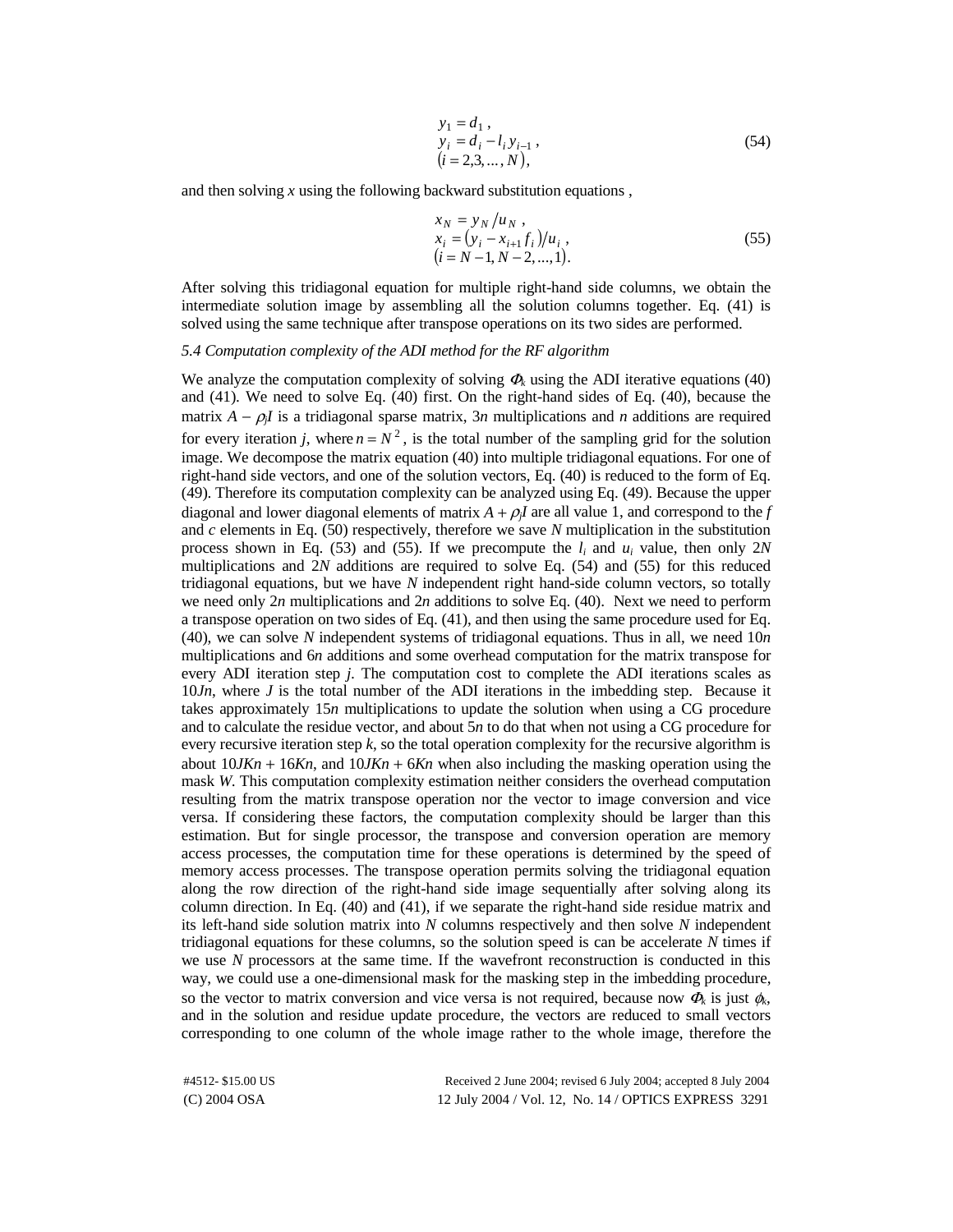$$
\begin{aligned}
& y_1 = d_1 , \\
& y_i = d_i - l_i y_{i-1} , \\
& (i = 2,3,\ldots,N),
\end{aligned}
\tag{54}
$$

and then solving $x$ using the following backward substitution equations ,

$$
\begin{aligned}
& x_N = y_N / u_N , \\
& x_i = (y_i - x_{i+1} f_i)/u_i , \\
& (i = N-1, N-2, \ldots, 1).
\end{aligned}
\tag{55}
$$

After solving this tridiagonal equation for multiple right-hand side columns, we obtain the intermediate solution image by assembling all the solution columns together. Eq. (41) is solved using the same technique after transpose operations on its two sides are performed.

*5.4 Computation complexity of the ADI method for the RF algorithm*

We analyze the computation complexity of solving $\Phi_k$ using the ADI iterative equations (40) and (41). We need to solve Eq. (40) first. On the right-hand sides of Eq. (40), because the matrix $A - \rho_j I$ is a tridiagonal sparse matrix, $3n$ multiplications and $n$ additions are required for every iteration $j$, where $n = N^2$, is the total number of the sampling grid for the solution image. We decompose the matrix equation (40) into multiple tridiagonal equations. For one of right-hand side vectors, and one of the solution vectors, Eq. (40) is reduced to the form of Eq. (49). Therefore its computation complexity can be analyzed using Eq. (49). Because the upper diagonal and lower diagonal elements of matrix $A + \rho_j I$ are all value 1, and correspond to the $f$ and $c$ elements in Eq. (50) respectively, therefore we save $N$ multiplication in the substitution process shown in Eq. (53) and (55). If we precompute the $l_i$ and $u_i$ value, then only $2N$ multiplications and $2N$ additions are required to solve Eq. (54) and (55) for this reduced tridiagonal equations, but we have $N$ independent right hand-side column vectors, so totally we need only $2n$ multiplications and $2n$ additions to solve Eq. (40). Next we need to perform a transpose operation on two sides of Eq. (41), and then using the same procedure used for Eq. (40), we can solve $N$ independent systems of tridiagonal equations. Thus in all, we need $10n$ multiplications and $6n$ additions and some overhead computation for the matrix transpose for every ADI iteration step $j$. The computation cost to complete the ADI iterations scales as $10Jn$, where $J$ is the total number of the ADI iterations in the imbedding step. Because it takes approximately $15n$ multiplications to update the solution when using a CG procedure and to calculate the residue vector, and about $5n$ to do that when not using a CG procedure for every recursive iteration step $k$, so the total operation complexity for the recursive algorithm is about $10JKn + 16Kn$, and $10JKn + 6Kn$ when also including the masking operation using the mask $W$. This computation complexity estimation neither considers the overhead computation resulting from the matrix transpose operation nor the vector to image conversion and vice versa. If considering these factors, the computation complexity should be larger than this estimation. But for single processor, the transpose and conversion operation are memory access processes, the computation time for these operations is determined by the speed of memory access processes. The transpose operation permits solving the tridiagonal equation along the row direction of the right-hand side image sequentially after solving along its column direction. In Eq. (40) and (41), if we separate the right-hand side residue matrix and its left-hand side solution matrix into $N$ columns respectively and then solve $N$ independent tridiagonal equations for these columns, so the solution speed is can be accelerate $N$ times if we use $N$ processors at the same time. If the wavefront reconstruction is conducted in this way, we could use a one-dimensional mask for the masking step in the imbedding procedure, so the vector to matrix conversion and vice versa is not required, because now $\Phi_k$ is just $\phi_k$, and in the solution and residue update procedure, the vectors are reduced to small vectors corresponding to one column of the whole image rather to the whole image, therefore the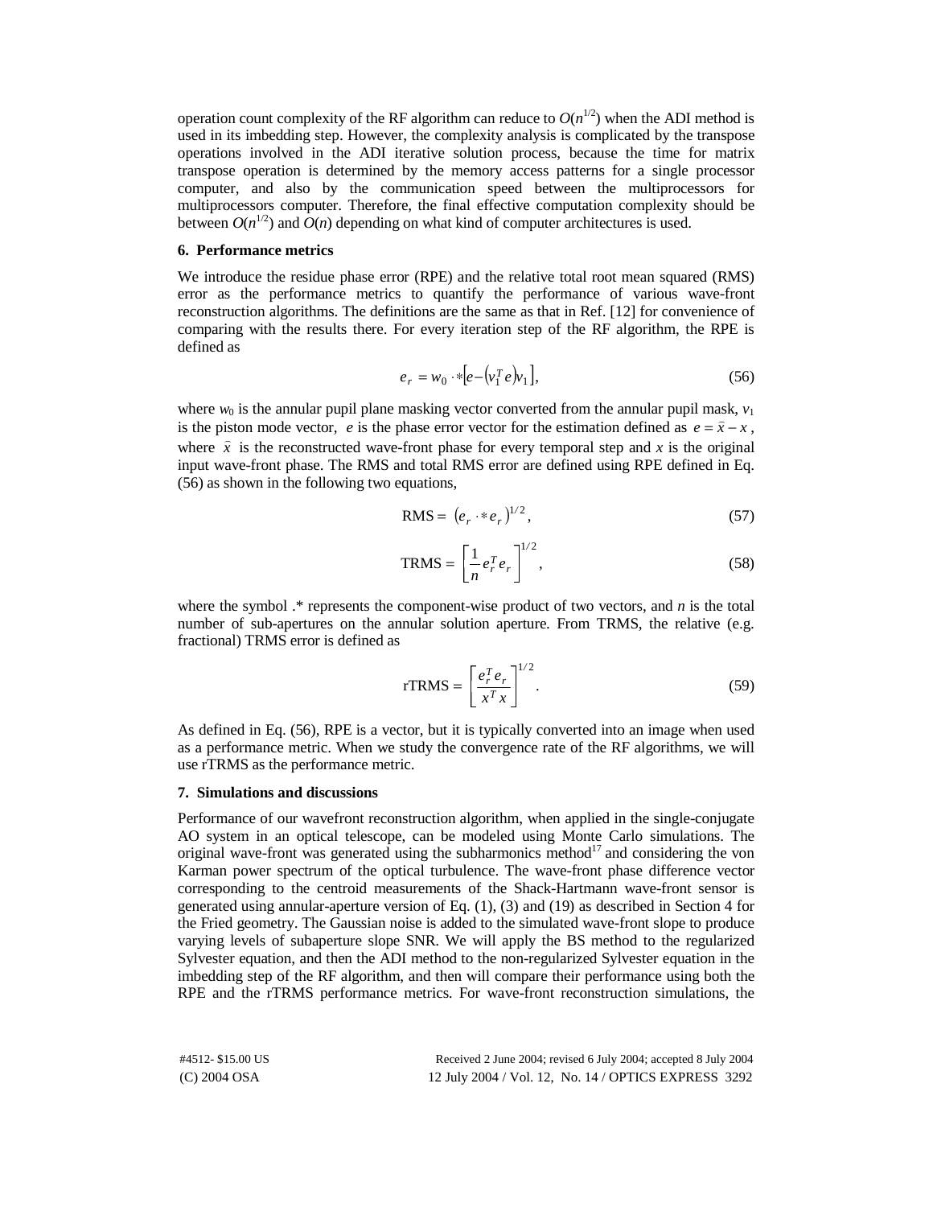operation count complexity of the RF algorithm can reduce to $O(n^{1/2})$ when the ADI method is used in its imbedding step. However, the complexity analysis is complicated by the transpose operations involved in the ADI iterative solution process, because the time for matrix transpose operation is determined by the memory access patterns for a single processor computer, and also by the communication speed between the multiprocessors for multiprocessors computer. Therefore, the final effective computation complexity should be between $O(n^{1/2})$ and $O(n)$ depending on what kind of computer architectures is used.

## 6. Performance metrics

We introduce the residue phase error (RPE) and the relative total root mean squared (RMS) error as the performance metrics to quantify the performance of various wave-front reconstruction algorithms. The definitions are the same as that in Ref. [12] for convenience of comparing with the results there. For every iteration step of the RF algorithm, the RPE is defined as

$$e_r = w_0 \cdot * \left[ e - \left( v_1^T e \right) v_1 \right], \tag{56}$$

where $w_0$ is the annular pupil plane masking vector converted from the annular pupil mask, $v_1$ is the piston mode vector, $e$ is the phase error vector for the estimation defined as $e = \hat{x} - x$, where $\hat{x}$ is the reconstructed wave-front phase for every temporal step and $x$ is the original input wave-front phase. The RMS and total RMS error are defined using RPE defined in Eq. (56) as shown in the following two equations,

$$\text{RMS} = \left( e_r \cdot * e_r \right)^{1/2}, \tag{57}$$

$$\text{TRMS} = \left[ \frac{1}{n} e_r^T e_r \right]^{1/2}, \tag{58}$$

where the symbol .* represents the component-wise product of two vectors, and $n$ is the total number of sub-apertures on the annular solution aperture. From TRMS, the relative (e.g. fractional) TRMS error is defined as

$$\text{rTRMS} = \left[ \frac{e_r^T e_r}{x^T x} \right]^{1/2}. \tag{59}$$

As defined in Eq. (56), RPE is a vector, but it is typically converted into an image when used as a performance metric. When we study the convergence rate of the RF algorithms, we will use rTRMS as the performance metric.

## 7. Simulations and discussions

Performance of our wavefront reconstruction algorithm, when applied in the single-conjugate AO system in an optical telescope, can be modeled using Monte Carlo simulations. The original wave-front was generated using the subharmonics method[17] and considering the von Karman power spectrum of the optical turbulence. The wave-front phase difference vector corresponding to the centroid measurements of the Shack-Hartmann wave-front sensor is generated using annular-aperture version of Eq. (1), (3) and (19) as described in Section 4 for the Fried geometry. The Gaussian noise is added to the simulated wave-front slope to produce varying levels of subaperture slope SNR. We will apply the BS method to the regularized Sylvester equation, and then the ADI method to the non-regularized Sylvester equation in the imbedding step of the RF algorithm, and then will compare their performance using both the RPE and the rTRMS performance metrics. For wave-front reconstruction simulations, the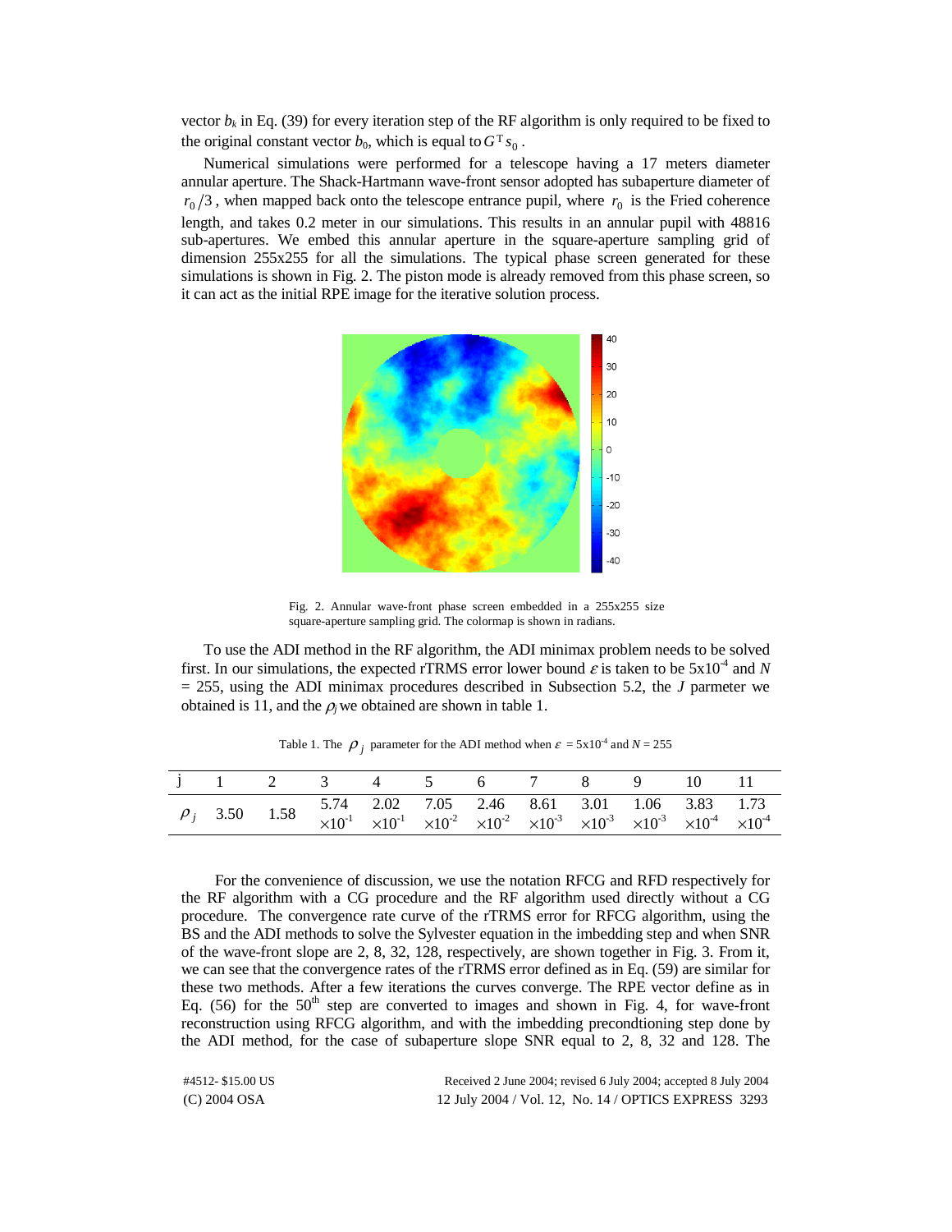vector $b_k$ in Eq. (39) for every iteration step of the RF algorithm is only required to be fixed to the original constant vector $b_0$, which is equal to $G^{\mathrm{T}} s_0$.

Numerical simulations were performed for a telescope having a 17 meters diameter annular aperture. The Shack-Hartmann wave-front sensor adopted has subaperture diameter of $r_0/3$, when mapped back onto the telescope entrance pupil, where $r_0$ is the Fried coherence length, and takes 0.2 meter in our simulations. This results in an annular pupil with 48816 sub-apertures. We embed this annular aperture in the square-aperture sampling grid of dimension 255x255 for all the simulations. The typical phase screen generated for these simulations is shown in Fig. 2. The piston mode is already removed from this phase screen, so it can act as the initial RPE image for the iterative solution process.

Fig. 2. Annular wave-front phase screen embedded in a 255x255 size square-aperture sampling grid. The colormap is shown in radians.

To use the ADI method in the RF algorithm, the ADI minimax problem needs to be solved first. In our simulations, the expected rTRMS error lower bound $\varepsilon$ is taken to be $5\text{x}10^{-4}$ and $N = 255$, using the ADI minimax procedures described in Subsection 5.2, the $J$ parmeter we obtained is 11, and the $\rho_j$ we obtained are shown in table 1.

Table 1. The $\rho_j$ parameter for the ADI method when $\varepsilon = 5\text{x}10^{-4}$ and $N = 255$

| j | 1 | 2 | 3 | 4 | 5 | 6 | 7 | 8 | 9 | 10 | 11 |
|---|---|---|---|---|---|---|---|---|---|---|---|
| $\rho_j$ | 3.50 | 1.58 | $5.74 \times 10^{-1}$ | $2.02 \times 10^{-1}$ | $7.05 \times 10^{-2}$ | $2.46 \times 10^{-2}$ | $8.61 \times 10^{-3}$ | $3.01 \times 10^{-3}$ | $1.06 \times 10^{-3}$ | $3.83 \times 10^{-4}$ | $1.73 \times 10^{-4}$ |

For the convenience of discussion, we use the notation RFCG and RFD respectively for the RF algorithm with a CG procedure and the RF algorithm used directly without a CG procedure. The convergence rate curve of the rTRMS error for RFCG algorithm, using the BS and the ADI methods to solve the Sylvester equation in the imbedding step and when SNR of the wave-front slope are 2, 8, 32, 128, respectively, are shown together in Fig. 3. From it, we can see that the convergence rates of the rTRMS error defined as in Eq. (59) are similar for these two methods. After a few iterations the curves converge. The RPE vector define as in Eq. (56) for the 50th step are converted to images and shown in Fig. 4, for wave-front reconstruction using RFCG algorithm, and with the imbedding precondtioning step done by the ADI method, for the case of subaperture slope SNR equal to 2, 8, 32 and 128. The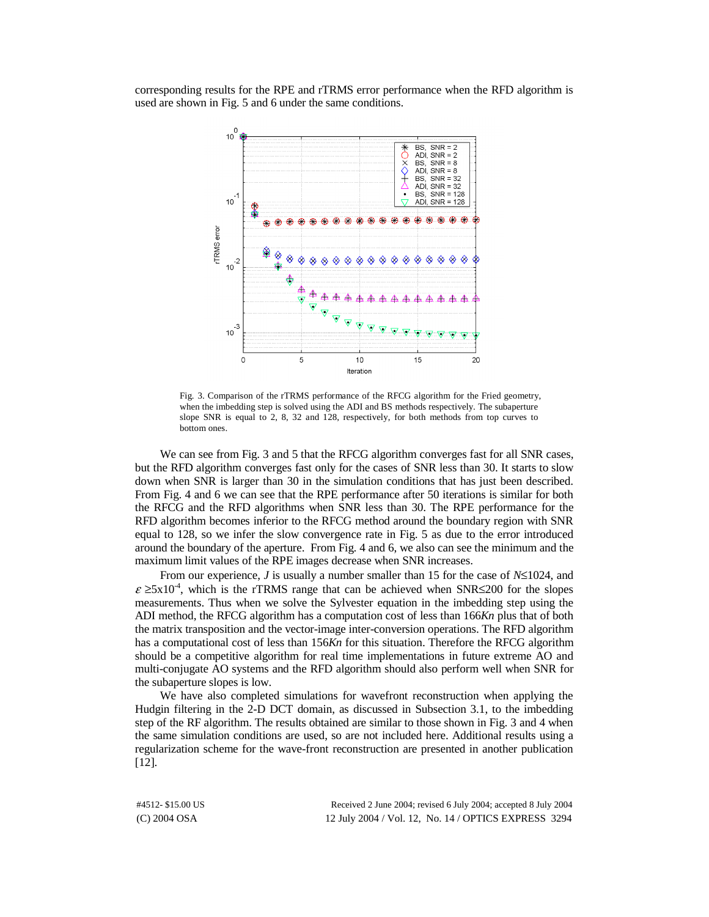corresponding results for the RPE and rTRMS error performance when the RFD algorithm is used are shown in Fig. 5 and 6 under the same conditions.

Fig. 3. Comparison of the rTRMS performance of the RFCG algorithm for the Fried geometry, when the imbedding step is solved using the ADI and BS methods respectively. The subaperture slope SNR is equal to 2, 8, 32 and 128, respectively, for both methods from top curves to bottom ones.

We can see from Fig. 3 and 5 that the RFCG algorithm converges fast for all SNR cases, but the RFD algorithm converges fast only for the cases of SNR less than 30. It starts to slow down when SNR is larger than 30 in the simulation conditions that has just been described. From Fig. 4 and 6 we can see that the RPE performance after 50 iterations is similar for both the RFCG and the RFD algorithms when SNR less than 30. The RPE performance for the RFD algorithm becomes inferior to the RFCG method around the boundary region with SNR equal to 128, so we infer the slow convergence rate in Fig. 5 as due to the error introduced around the boundary of the aperture. From Fig. 4 and 6, we also can see the minimum and the maximum limit values of the RPE images decrease when SNR increases.

From our experience, $J$ is usually a number smaller than 15 for the case of $N \leq 1024$, and $\varepsilon \geq 5 \times 10^{-4}$, which is the rTRMS range that can be achieved when SNR≤200 for the slopes measurements. Thus when we solve the Sylvester equation in the imbedding step using the ADI method, the RFCG algorithm has a computation cost of less than $166Kn$ plus that of both the matrix transposition and the vector-image inter-conversion operations. The RFD algorithm has a computational cost of less than $156Kn$ for this situation. Therefore the RFCG algorithm should be a competitive algorithm for real time implementations in future extreme AO and multi-conjugate AO systems and the RFD algorithm should also perform well when SNR for the subaperture slopes is low.

We have also completed simulations for wavefront reconstruction when applying the Hudgin filtering in the 2-D DCT domain, as discussed in Subsection 3.1, to the imbedding step of the RF algorithm. The results obtained are similar to those shown in Fig. 3 and 4 when the same simulation conditions are used, so are not included here. Additional results using a regularization scheme for the wave-front reconstruction are presented in another publication [12].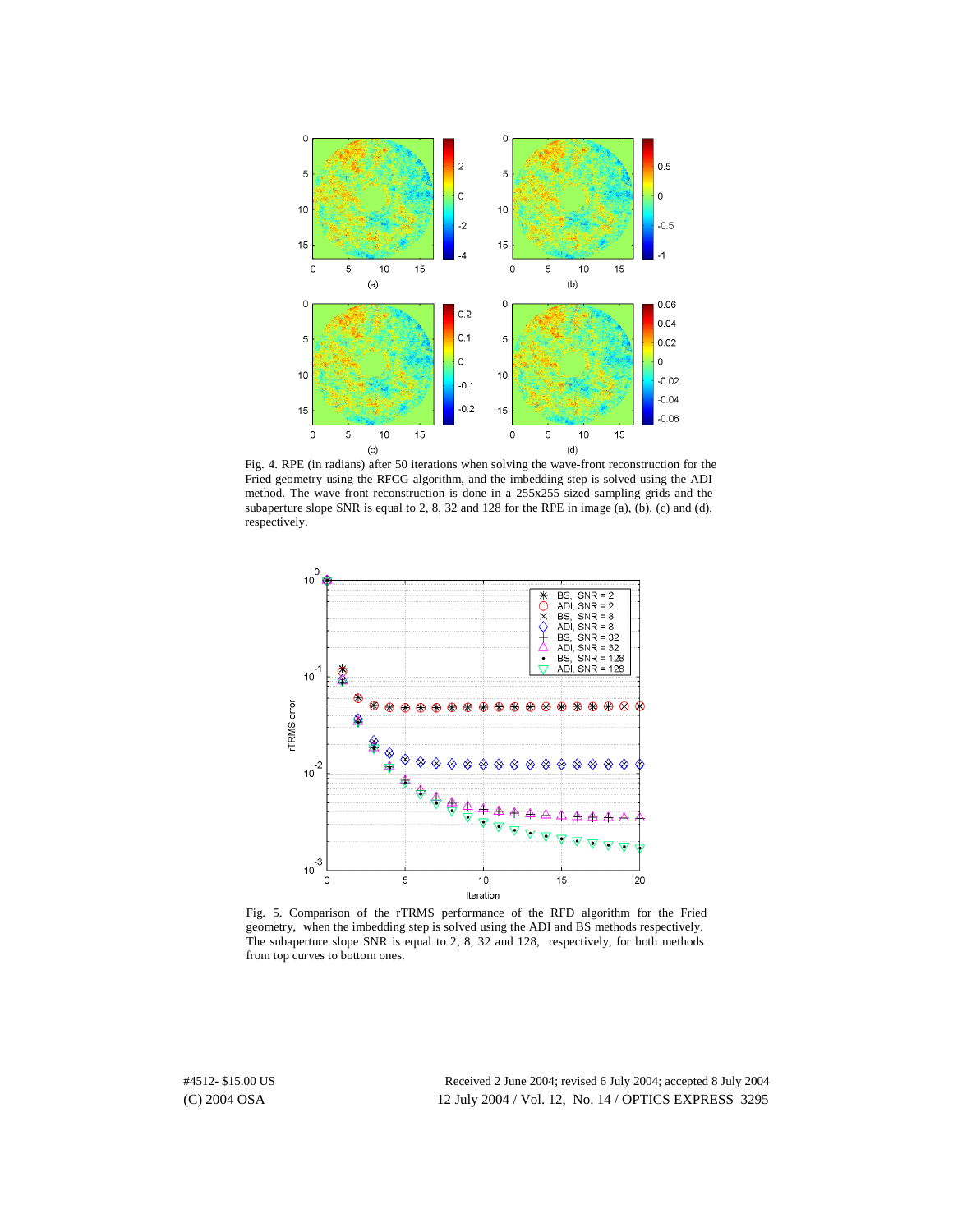Fig. 4. RPE (in radians) after 50 iterations when solving the wave-front reconstruction for the Fried geometry using the RFCG algorithm, and the imbedding step is solved using the ADI method. The wave-front reconstruction is done in a 255x255 sized sampling grids and the subaperture slope SNR is equal to 2, 8, 32 and 128 for the RPE in image (a), (b), (c) and (d), respectively.

Fig. 5. Comparison of the rTRMS performance of the RFD algorithm for the Fried geometry, when the imbedding step is solved using the ADI and BS methods respectively. The subaperture slope SNR is equal to 2, 8, 32 and 128, respectively, for both methods from top curves to bottom ones.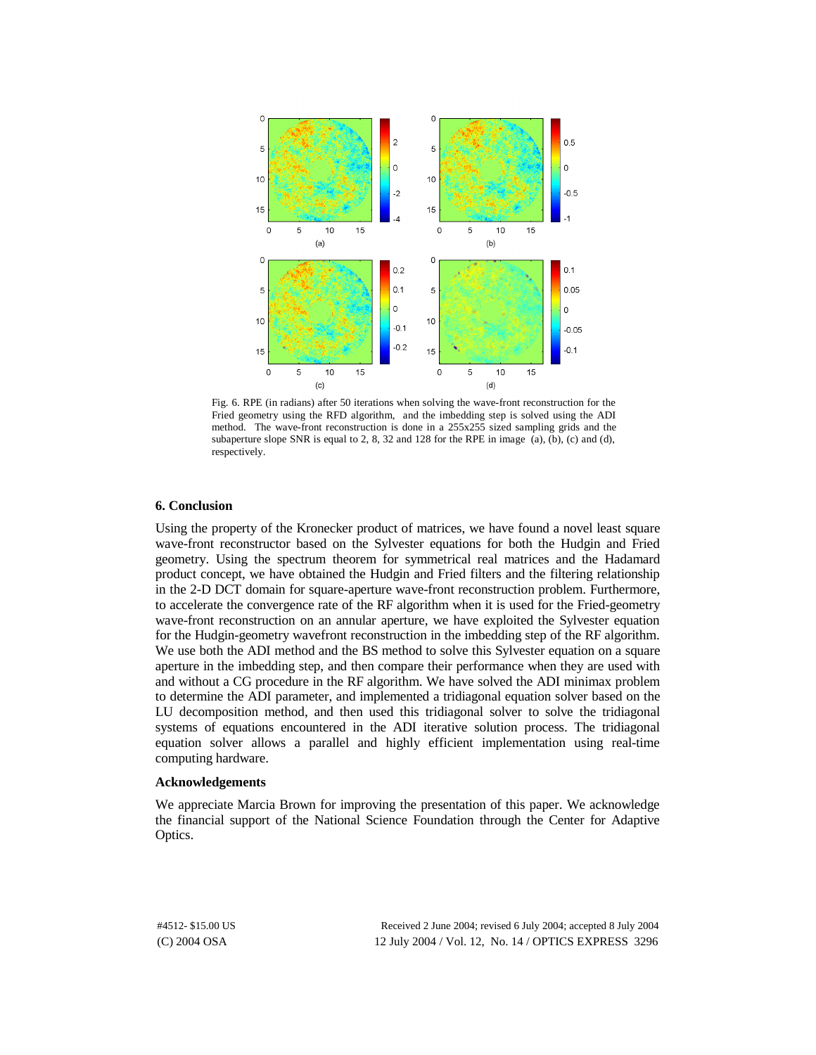0
5
10
15
0 5 10 15
2
0
-2
-4
(a)

0
5
10
15
0 5 10 15
0.5
0
-0.5
-1
(b)

0
5
10
15
0 5 10 15
0.2
0.1
0
-0.1
-0.2
(c)

0
5
10
15
0 5 10 15
0.1
0.05
0
-0.05
-0.1
(d)

Fig. 6. RPE (in radians) after 50 iterations when solving the wave-front reconstruction for the Fried geometry using the RFD algorithm, and the imbedding step is solved using the ADI method. The wave-front reconstruction is done in a 255x255 sized sampling grids and the subaperture slope SNR is equal to 2, 8, 32 and 128 for the RPE in image (a), (b), (c) and (d), respectively.

## 6. Conclusion

Using the property of the Kronecker product of matrices, we have found a novel least square wave-front reconstructor based on the Sylvester equations for both the Hudgin and Fried geometry. Using the spectrum theorem for symmetrical real matrices and the Hadamard product concept, we have obtained the Hudgin and Fried filters and the filtering relationship in the 2-D DCT domain for square-aperture wave-front reconstruction problem. Furthermore, to accelerate the convergence rate of the RF algorithm when it is used for the Fried-geometry wave-front reconstruction on an annular aperture, we have exploited the Sylvester equation for the Hudgin-geometry wavefront reconstruction in the imbedding step of the RF algorithm. We use both the ADI method and the BS method to solve this Sylvester equation on a square aperture in the imbedding step, and then compare their performance when they are used with and without a CG procedure in the RF algorithm. We have solved the ADI minimax problem to determine the ADI parameter, and implemented a tridiagonal equation solver based on the LU decomposition method, and then used this tridiagonal solver to solve the tridiagonal systems of equations encountered in the ADI iterative solution process. The tridiagonal equation solver allows a parallel and highly efficient implementation using real-time computing hardware.

### Acknowledgements

We appreciate Marcia Brown for improving the presentation of this paper. We acknowledge the financial support of the National Science Foundation through the Center for Adaptive Optics.